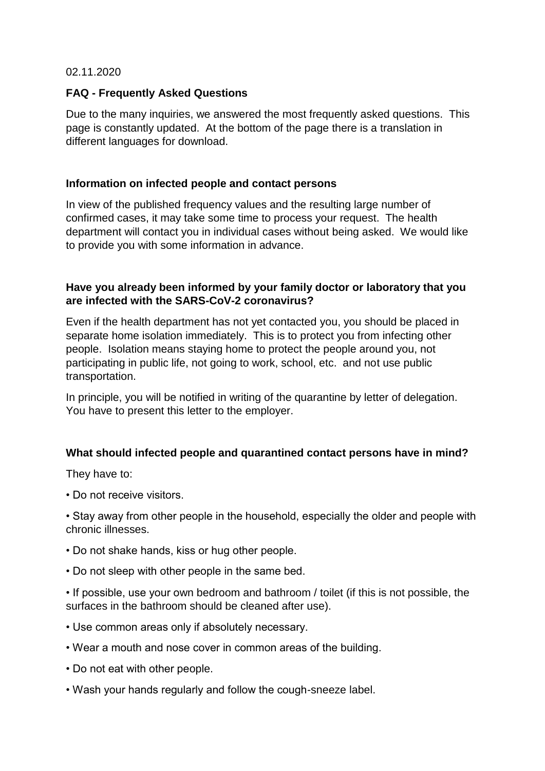02.11.2020

## FAQ - Frequently Asked Questions

Due to the many inquiries, we answered the most frequently asked questions. This page is constantly updated. At the bottom of the page there is a translation in different languages for download.

### Information on infected people and contact persons

In view of the published frequency values and the resulting large number of confirmed cases, it may take some time to process your request. The health department will contact you in individual cases without being asked. We would like to provide you with some information in advance.

### Have you already been informed by your family doctor or laboratory that you are infected with the SARS-CoV-2 coronavirus?

Even if the health department has not yet contacted you, you should be placed in separate home isolation immediately. This is to protect you from infecting other people. Isolation means staying home to protect the people around you, not participating in public life, not going to work, school, etc. and not use public transportation.

In principle, you will be notified in writing of the quarantine by letter of delegation. You have to present this letter to the employer.

### What should infected people and quarantined contact persons have in mind?

They have to:

- Do not receive visitors.
- Stay away from other people in the household, especially the older and people with chronic illnesses.
- Do not shake hands, kiss or hug other people.
- Do not sleep with other people in the same bed.
- If possible, use your own bedroom and bathroom / toilet (if this is not possible, the surfaces in the bathroom should be cleaned after use).
- Use common areas only if absolutely necessary.
- Wear a mouth and nose cover in common areas of the building.
- Do not eat with other people.
- Wash your hands regularly and follow the cough-sneeze label.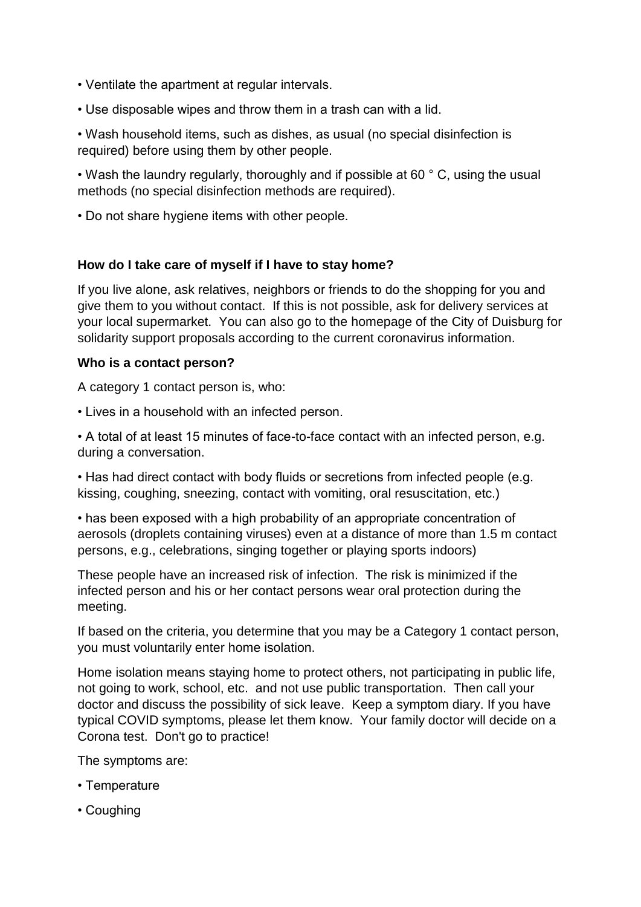- Ventilate the apartment at regular intervals.
- Use disposable wipes and throw them in a trash can with a lid.
- Wash household items, such as dishes, as usual (no special disinfection is required) before using them by other people.
- Wash the laundry regularly, thoroughly and if possible at 60 ° C, using the usual methods (no special disinfection methods are required).
- Do not share hygiene items with other people.

**How do I take care of myself if I have to stay home?**

If you live alone, ask relatives, neighbors or friends to do the shopping for you and give them to you without contact. If this is not possible, ask for delivery services at your local supermarket. You can also go to the homepage of the City of Duisburg for solidarity support proposals according to the current coronavirus information.

**Who is a contact person?**

A category 1 contact person is, who:

- Lives in a household with an infected person.
- A total of at least 15 minutes of face-to-face contact with an infected person, e.g. during a conversation.
- Has had direct contact with body fluids or secretions from infected people (e.g. kissing, coughing, sneezing, contact with vomiting, oral resuscitation, etc.)
- has been exposed with a high probability of an appropriate concentration of aerosols (droplets containing viruses) even at a distance of more than 1.5 m contact persons, e.g., celebrations, singing together or playing sports indoors)

These people have an increased risk of infection. The risk is minimized if the infected person and his or her contact persons wear oral protection during the meeting.

If based on the criteria, you determine that you may be a Category 1 contact person, you must voluntarily enter home isolation.

Home isolation means staying home to protect others, not participating in public life, not going to work, school, etc. and not use public transportation. Then call your doctor and discuss the possibility of sick leave. Keep a symptom diary. If you have typical COVID symptoms, please let them know. Your family doctor will decide on a Corona test. Don't go to practice!

The symptoms are:

- Temperature
- Coughing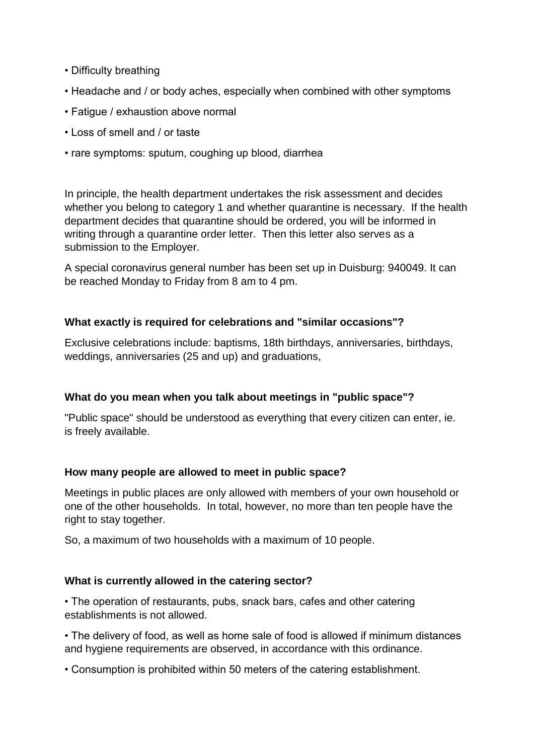- Difficulty breathing
- Headache and / or body aches, especially when combined with other symptoms
- Fatigue / exhaustion above normal
- Loss of smell and / or taste
- rare symptoms: sputum, coughing up blood, diarrhea

In principle, the health department undertakes the risk assessment and decides whether you belong to category 1 and whether quarantine is necessary. If the health department decides that quarantine should be ordered, you will be informed in writing through a quarantine order letter. Then this letter also serves as a submission to the Employer.

A special coronavirus general number has been set up in Duisburg: 940049. It can be reached Monday to Friday from 8 am to 4 pm.

**What exactly is required for celebrations and "similar occasions"?**

Exclusive celebrations include: baptisms, 18th birthdays, anniversaries, birthdays, weddings, anniversaries (25 and up) and graduations,

**What do you mean when you talk about meetings in "public space"?**

"Public space" should be understood as everything that every citizen can enter, ie. is freely available.

**How many people are allowed to meet in public space?**

Meetings in public places are only allowed with members of your own household or one of the other households. In total, however, no more than ten people have the right to stay together.

So, a maximum of two households with a maximum of 10 people.

**What is currently allowed in the catering sector?**

- The operation of restaurants, pubs, snack bars, cafes and other catering establishments is not allowed.
- The delivery of food, as well as home sale of food is allowed if minimum distances and hygiene requirements are observed, in accordance with this ordinance.
- Consumption is prohibited within 50 meters of the catering establishment.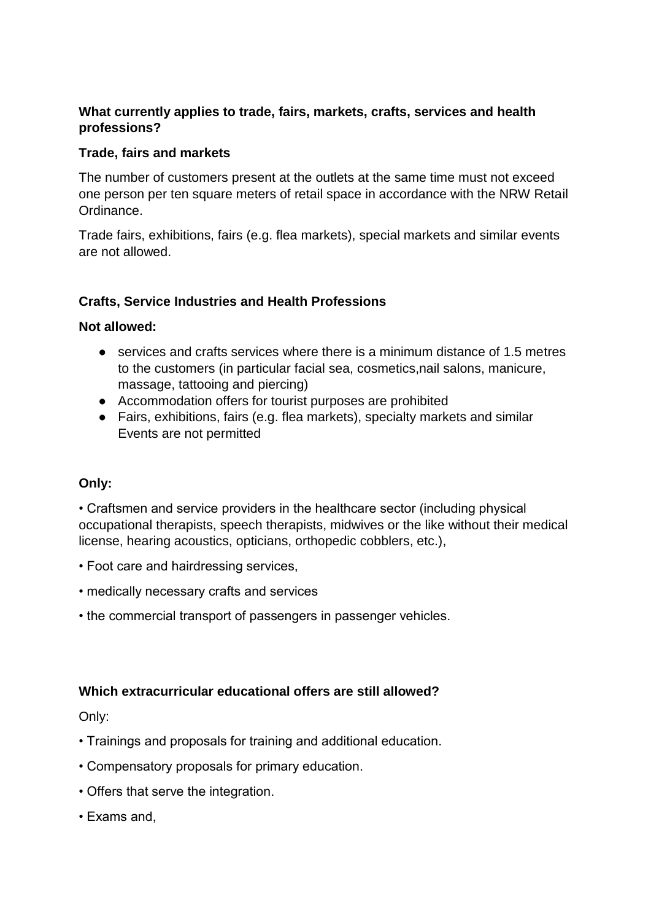**What currently applies to trade, fairs, markets, crafts, services and health professions?**

**Trade, fairs and markets**

The number of customers present at the outlets at the same time must not exceed one person per ten square meters of retail space in accordance with the NRW Retail Ordinance.

Trade fairs, exhibitions, fairs (e.g. flea markets), special markets and similar events are not allowed.

**Crafts, Service Industries and Health Professions**

**Not allowed:**

- services and crafts services where there is a minimum distance of 1.5 metres to the customers (in particular facial sea, cosmetics,nail salons, manicure, massage, tattooing and piercing)
- Accommodation offers for tourist purposes are prohibited
- Fairs, exhibitions, fairs (e.g. flea markets), specialty markets and similar Events are not permitted

**Only:**

• Craftsmen and service providers in the healthcare sector (including physical occupational therapists, speech therapists, midwives or the like without their medical license, hearing acoustics, opticians, orthopedic cobblers, etc.),

• Foot care and hairdressing services,

• medically necessary crafts and services

• the commercial transport of passengers in passenger vehicles.

**Which extracurricular educational offers are still allowed?**

Only:

• Trainings and proposals for training and additional education.

• Compensatory proposals for primary education.

• Offers that serve the integration.

• Exams and,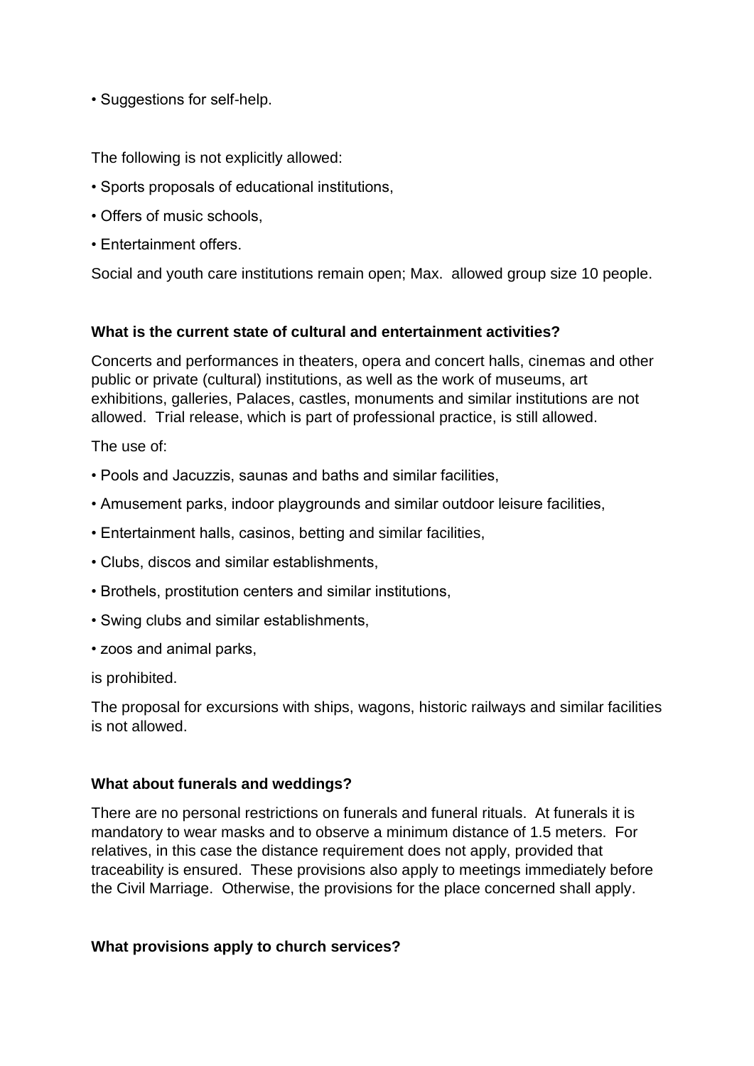• Suggestions for self-help.

The following is not explicitly allowed:

- Sports proposals of educational institutions,
- Offers of music schools,
- Entertainment offers.

Social and youth care institutions remain open; Max. allowed group size 10 people.

**What is the current state of cultural and entertainment activities?**

Concerts and performances in theaters, opera and concert halls, cinemas and other public or private (cultural) institutions, as well as the work of museums, art exhibitions, galleries, Palaces, castles, monuments and similar institutions are not allowed. Trial release, which is part of professional practice, is still allowed.

The use of:

- Pools and Jacuzzis, saunas and baths and similar facilities,
- Amusement parks, indoor playgrounds and similar outdoor leisure facilities,
- Entertainment halls, casinos, betting and similar facilities,
- Clubs, discos and similar establishments,
- Brothels, prostitution centers and similar institutions,
- Swing clubs and similar establishments,
- zoos and animal parks,

is prohibited.

The proposal for excursions with ships, wagons, historic railways and similar facilities is not allowed.

**What about funerals and weddings?**

There are no personal restrictions on funerals and funeral rituals. At funerals it is mandatory to wear masks and to observe a minimum distance of 1.5 meters. For relatives, in this case the distance requirement does not apply, provided that traceability is ensured. These provisions also apply to meetings immediately before the Civil Marriage. Otherwise, the provisions for the place concerned shall apply.

**What provisions apply to church services?**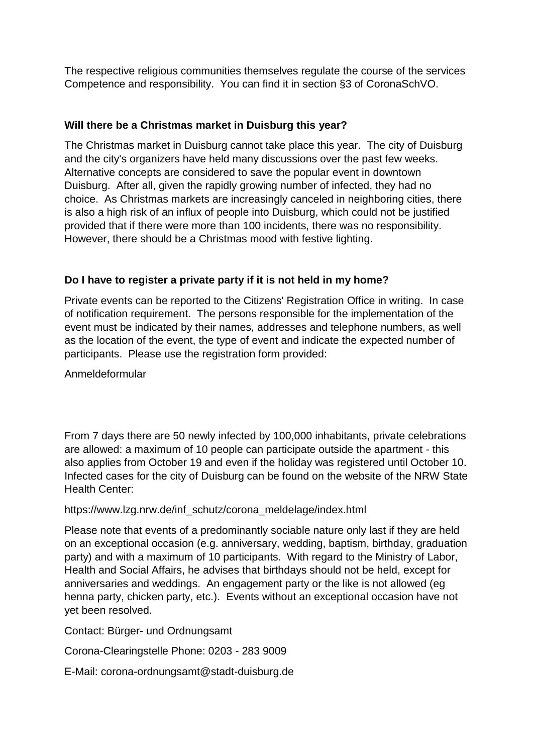The respective religious communities themselves regulate the course of the services Competence and responsibility. You can find it in section §3 of CoronaSchVO.

**Will there be a Christmas market in Duisburg this year?**

The Christmas market in Duisburg cannot take place this year. The city of Duisburg and the city's organizers have held many discussions over the past few weeks. Alternative concepts are considered to save the popular event in downtown Duisburg. After all, given the rapidly growing number of infected, they had no choice. As Christmas markets are increasingly canceled in neighboring cities, there is also a high risk of an influx of people into Duisburg, which could not be justified provided that if there were more than 100 incidents, there was no responsibility. However, there should be a Christmas mood with festive lighting.

**Do I have to register a private party if it is not held in my home?**

Private events can be reported to the Citizens' Registration Office in writing. In case of notification requirement. The persons responsible for the implementation of the event must be indicated by their names, addresses and telephone numbers, as well as the location of the event, the type of event and indicate the expected number of participants. Please use the registration form provided:

Anmeldeformular

From 7 days there are 50 newly infected by 100,000 inhabitants, private celebrations are allowed: a maximum of 10 people can participate outside the apartment - this also applies from October 19 and even if the holiday was registered until October 10. Infected cases for the city of Duisburg can be found on the website of the NRW State Health Center:

https://www.lzg.nrw.de/inf_schutz/corona_meldelage/index.html

Please note that events of a predominantly sociable nature only last if they are held on an exceptional occasion (e.g. anniversary, wedding, baptism, birthday, graduation party) and with a maximum of 10 participants. With regard to the Ministry of Labor, Health and Social Affairs, he advises that birthdays should not be held, except for anniversaries and weddings. An engagement party or the like is not allowed (eg henna party, chicken party, etc.). Events without an exceptional occasion have not yet been resolved.

Contact: Bürger- und Ordnungsamt

Corona-Clearingstelle Phone: 0203 - 283 9009

E-Mail: corona-ordnungsamt@stadt-duisburg.de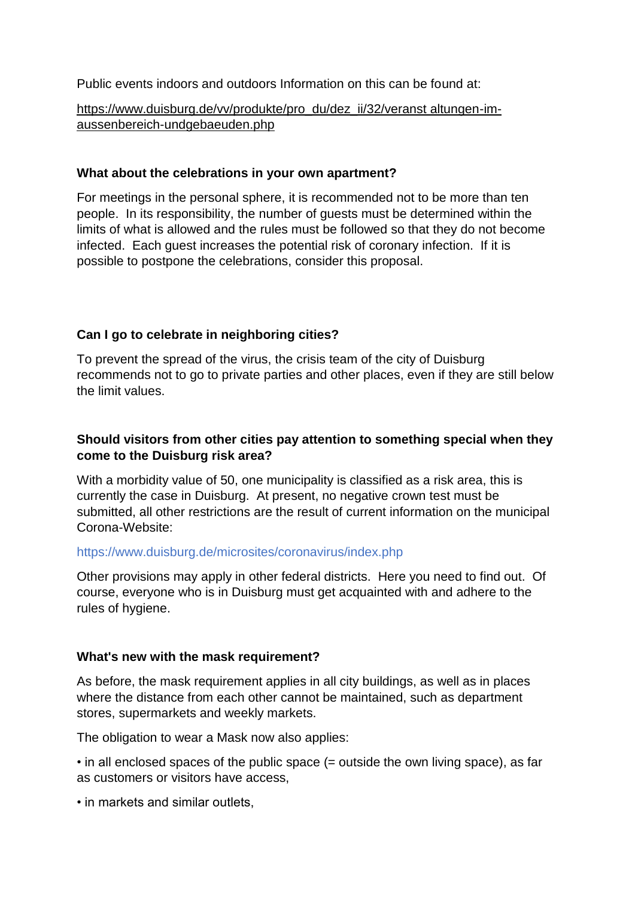Public events indoors and outdoors Information on this can be found at:

https://www.duisburg.de/vv/produkte/pro_du/dez_ii/32/veranst altungen-im-aussenbereich-undgebaeuden.php

**What about the celebrations in your own apartment?**

For meetings in the personal sphere, it is recommended not to be more than ten people. In its responsibility, the number of guests must be determined within the limits of what is allowed and the rules must be followed so that they do not become infected. Each guest increases the potential risk of coronary infection. If it is possible to postpone the celebrations, consider this proposal.

**Can I go to celebrate in neighboring cities?**

To prevent the spread of the virus, the crisis team of the city of Duisburg recommends not to go to private parties and other places, even if they are still below the limit values.

**Should visitors from other cities pay attention to something special when they come to the Duisburg risk area?**

With a morbidity value of 50, one municipality is classified as a risk area, this is currently the case in Duisburg. At present, no negative crown test must be submitted, all other restrictions are the result of current information on the municipal Corona-Website:

https://www.duisburg.de/microsites/coronavirus/index.php

Other provisions may apply in other federal districts. Here you need to find out. Of course, everyone who is in Duisburg must get acquainted with and adhere to the rules of hygiene.

**What's new with the mask requirement?**

As before, the mask requirement applies in all city buildings, as well as in places where the distance from each other cannot be maintained, such as department stores, supermarkets and weekly markets.

The obligation to wear a Mask now also applies:

- in all enclosed spaces of the public space (= outside the own living space), as far as customers or visitors have access,
- in markets and similar outlets,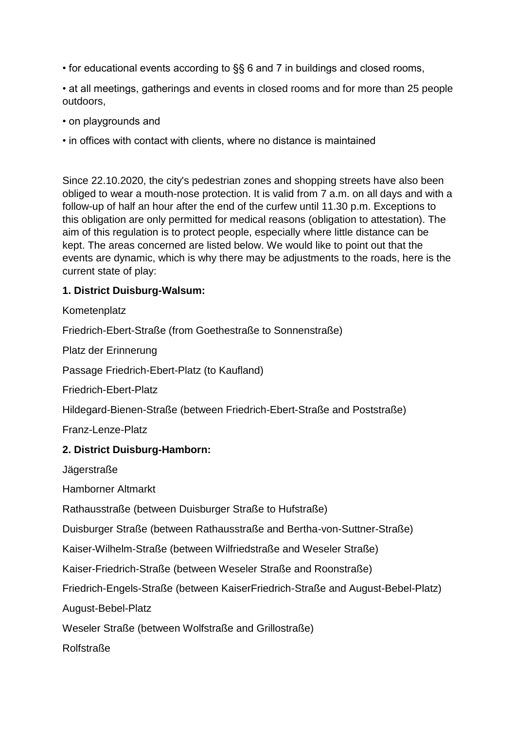- for educational events according to §§ 6 and 7 in buildings and closed rooms,
- at all meetings, gatherings and events in closed rooms and for more than 25 people outdoors,
- on playgrounds and
- in offices with contact with clients, where no distance is maintained

Since 22.10.2020, the city's pedestrian zones and shopping streets have also been obliged to wear a mouth-nose protection. It is valid from 7 a.m. on all days and with a follow-up of half an hour after the end of the curfew until 11.30 p.m. Exceptions to this obligation are only permitted for medical reasons (obligation to attestation). The aim of this regulation is to protect people, especially where little distance can be kept. The areas concerned are listed below. We would like to point out that the events are dynamic, which is why there may be adjustments to the roads, here is the current state of play:

**1. District Duisburg-Walsum:**

Kometenplatz

Friedrich-Ebert-Straße (from Goethestraße to Sonnenstraße)

Platz der Erinnerung

Passage Friedrich-Ebert-Platz (to Kaufland)

Friedrich-Ebert-Platz

Hildegard-Bienen-Straße (between Friedrich-Ebert-Straße and Poststraße)

Franz-Lenze-Platz

**2. District Duisburg-Hamborn:**

Jägerstraße

Hamborner Altmarkt

Rathausstraße (between Duisburger Straße to Hufstraße)

Duisburger Straße (between Rathausstraße and Bertha-von-Suttner-Straße)

Kaiser-Wilhelm-Straße (between Wilfriedstraße and Weseler Straße)

Kaiser-Friedrich-Straße (between Weseler Straße and Roonstraße)

Friedrich-Engels-Straße (between KaiserFriedrich-Straße and August-Bebel-Platz)

August-Bebel-Platz

Weseler Straße (between Wolfstraße and Grillostraße)

Rolfstraße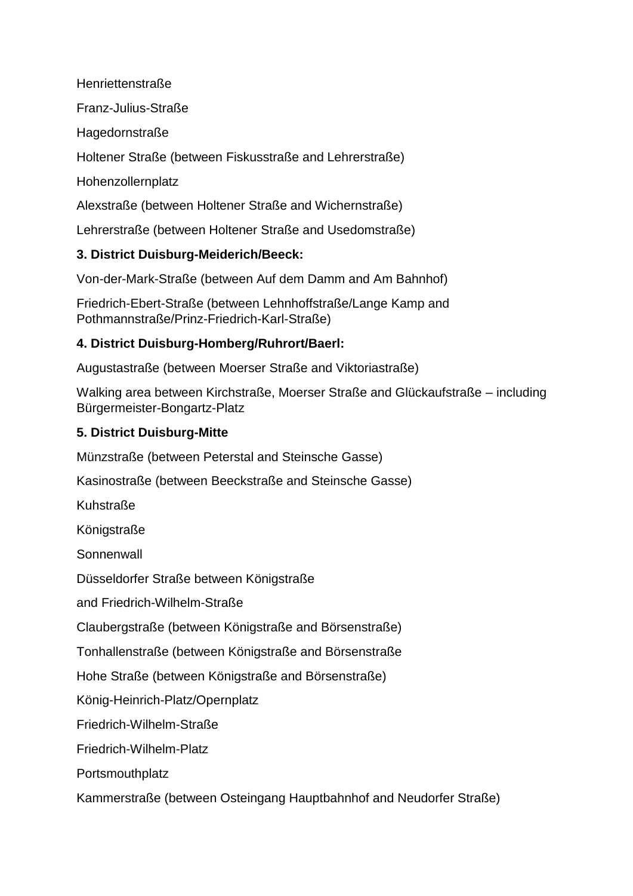Henriettenstraße

Franz-Julius-Straße

Hagedornstraße

Holtener Straße (between Fiskusstraße and Lehrerstraße)

Hohenzollernplatz

Alexstraße (between Holtener Straße and Wichernstraße)

Lehrerstraße (between Holtener Straße and Usedomstraße)

**3. District Duisburg-Meiderich/Beeck:**

Von-der-Mark-Straße (between Auf dem Damm and Am Bahnhof)

Friedrich-Ebert-Straße (between Lehnhoffstraße/Lange Kamp and Pothmannstraße/Prinz-Friedrich-Karl-Straße)

**4. District Duisburg-Homberg/Ruhrort/Baerl:**

Augustastraße (between Moerser Straße and Viktoriastraße)

Walking area between Kirchstraße, Moerser Straße and Glückaufstraße – including Bürgermeister-Bongartz-Platz

**5. District Duisburg-Mitte**

Münzstraße (between Peterstal and Steinsche Gasse)

Kasinostraße (between Beeckstraße and Steinsche Gasse)

Kuhstraße

Königstraße

Sonnenwall

Düsseldorfer Straße between Königstraße

and Friedrich-Wilhelm-Straße

Claubergstraße (between Königstraße and Börsenstraße)

Tonhallenstraße (between Königstraße and Börsenstraße

Hohe Straße (between Königstraße and Börsenstraße)

König-Heinrich-Platz/Opernplatz

Friedrich-Wilhelm-Straße

Friedrich-Wilhelm-Platz

Portsmouthplatz

Kammerstraße (between Osteingang Hauptbahnhof and Neudorfer Straße)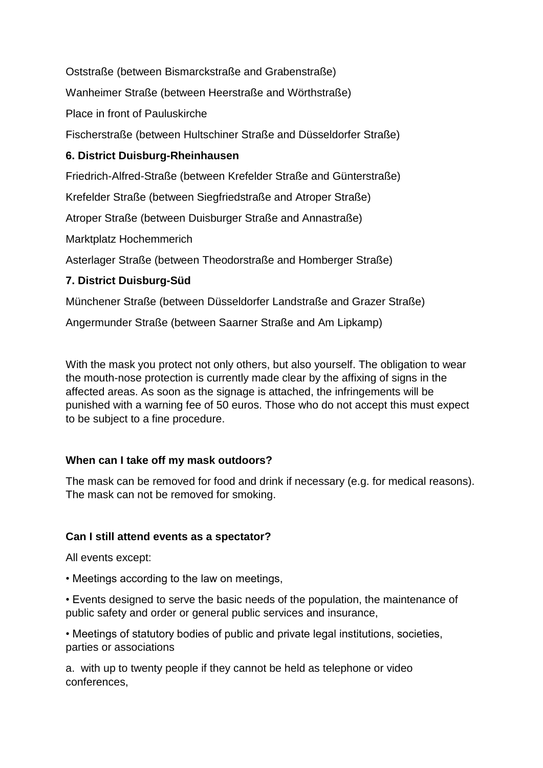Oststraße (between Bismarckstraße and Grabenstraße)

Wanheimer Straße (between Heerstraße and Wörthstraße)

Place in front of Pauluskirche

Fischerstraße (between Hultschiner Straße and Düsseldorfer Straße)

**6. District Duisburg-Rheinhausen**

Friedrich-Alfred-Straße (between Krefelder Straße and Günterstraße)

Krefelder Straße (between Siegfriedstraße and Atroper Straße)

Atroper Straße (between Duisburger Straße and Annastraße)

Marktplatz Hochemmerich

Asterlager Straße (between Theodorstraße and Homberger Straße)

**7. District Duisburg-Süd**

Münchener Straße (between Düsseldorfer Landstraße and Grazer Straße)

Angermunder Straße (between Saarner Straße and Am Lipkamp)

With the mask you protect not only others, but also yourself. The obligation to wear the mouth-nose protection is currently made clear by the affixing of signs in the affected areas. As soon as the signage is attached, the infringements will be punished with a warning fee of 50 euros. Those who do not accept this must expect to be subject to a fine procedure.

**When can I take off my mask outdoors?**

The mask can be removed for food and drink if necessary (e.g. for medical reasons). The mask can not be removed for smoking.

**Can I still attend events as a spectator?**

All events except:

• Meetings according to the law on meetings,

• Events designed to serve the basic needs of the population, the maintenance of public safety and order or general public services and insurance,

• Meetings of statutory bodies of public and private legal institutions, societies, parties or associations

a. with up to twenty people if they cannot be held as telephone or video conferences,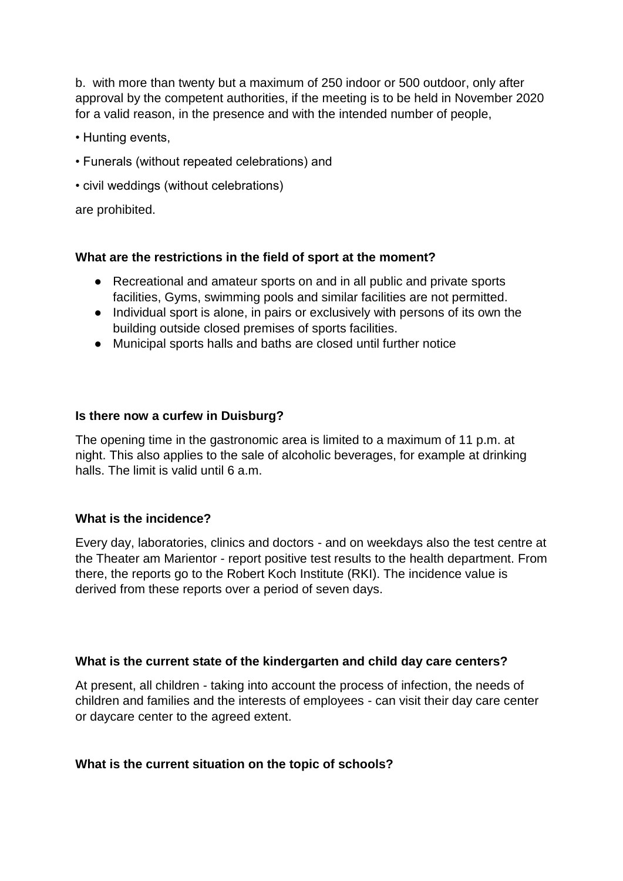b. with more than twenty but a maximum of 250 indoor or 500 outdoor, only after approval by the competent authorities, if the meeting is to be held in November 2020 for a valid reason, in the presence and with the intended number of people,

• Hunting events,

• Funerals (without repeated celebrations) and

• civil weddings (without celebrations)

are prohibited.

**What are the restrictions in the field of sport at the moment?**

- Recreational and amateur sports on and in all public and private sports facilities, Gyms, swimming pools and similar facilities are not permitted.
- Individual sport is alone, in pairs or exclusively with persons of its own the building outside closed premises of sports facilities.
- Municipal sports halls and baths are closed until further notice

**Is there now a curfew in Duisburg?**

The opening time in the gastronomic area is limited to a maximum of 11 p.m. at night. This also applies to the sale of alcoholic beverages, for example at drinking halls. The limit is valid until 6 a.m.

**What is the incidence?**

Every day, laboratories, clinics and doctors - and on weekdays also the test centre at the Theater am Marientor - report positive test results to the health department. From there, the reports go to the Robert Koch Institute (RKI). The incidence value is derived from these reports over a period of seven days.

**What is the current state of the kindergarten and child day care centers?**

At present, all children - taking into account the process of infection, the needs of children and families and the interests of employees - can visit their day care center or daycare center to the agreed extent.

**What is the current situation on the topic of schools?**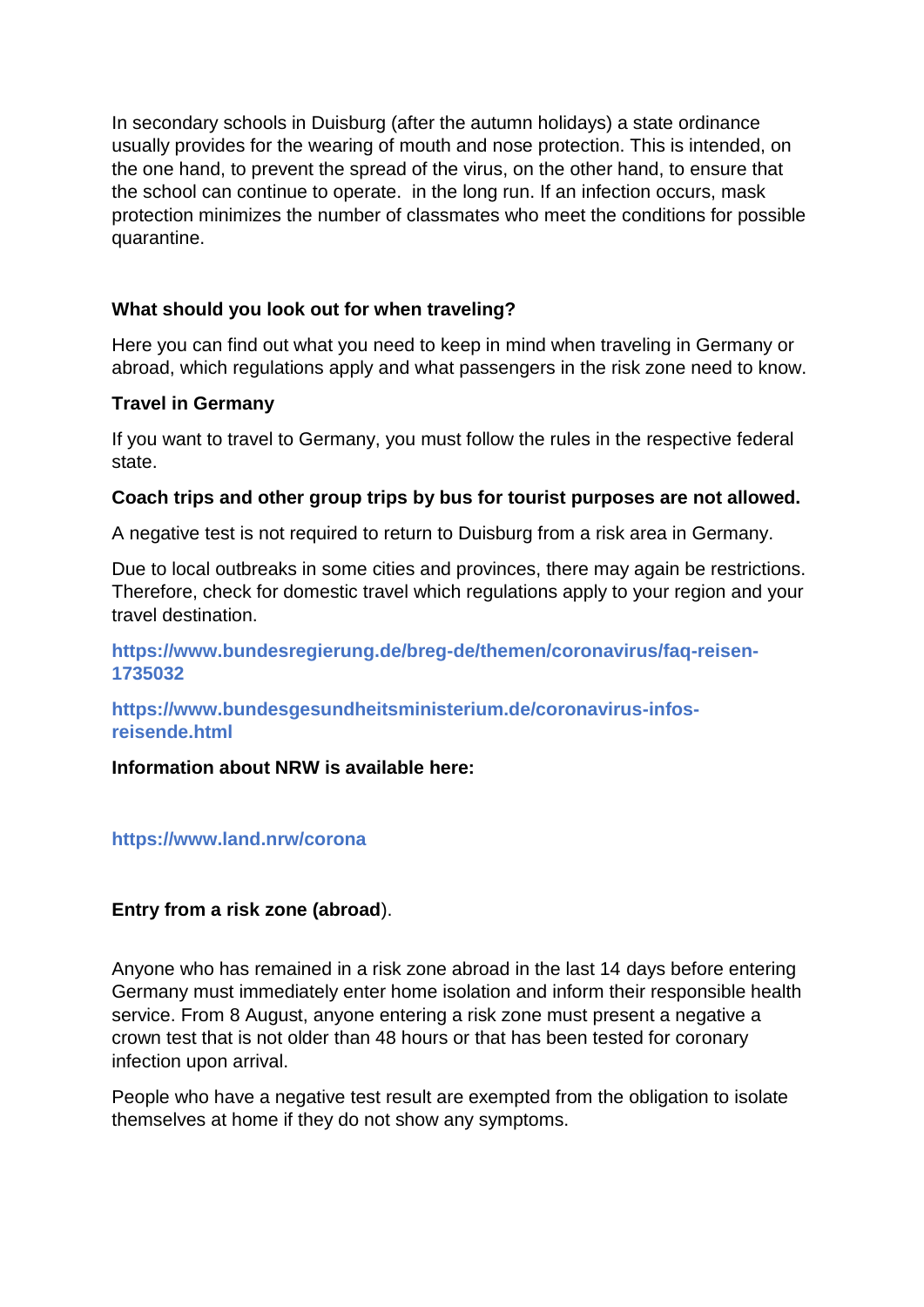In secondary schools in Duisburg (after the autumn holidays) a state ordinance usually provides for the wearing of mouth and nose protection. This is intended, on the one hand, to prevent the spread of the virus, on the other hand, to ensure that the school can continue to operate.  in the long run. If an infection occurs, mask protection minimizes the number of classmates who meet the conditions for possible quarantine.

### What should you look out for when traveling?

Here you can find out what you need to keep in mind when traveling in Germany or abroad, which regulations apply and what passengers in the risk zone need to know.

#### Travel in Germany

If you want to travel to Germany, you must follow the rules in the respective federal state.

**Coach trips and other group trips by bus for tourist purposes are not allowed.**

A negative test is not required to return to Duisburg from a risk area in Germany.

Due to local outbreaks in some cities and provinces, there may again be restrictions. Therefore, check for domestic travel which regulations apply to your region and your travel destination.

**https://www.bundesregierung.de/breg-de/themen/coronavirus/faq-reisen-1735032**

**https://www.bundesgesundheitsministerium.de/coronavirus-infos-reisende.html**

**Information about NRW is available here:**

**https://www.land.nrw/corona**

**Entry from a risk zone (abroad**).

Anyone who has remained in a risk zone abroad in the last 14 days before entering Germany must immediately enter home isolation and inform their responsible health service. From 8 August, anyone entering a risk zone must present a negative a crown test that is not older than 48 hours or that has been tested for coronary infection upon arrival.

People who have a negative test result are exempted from the obligation to isolate themselves at home if they do not show any symptoms.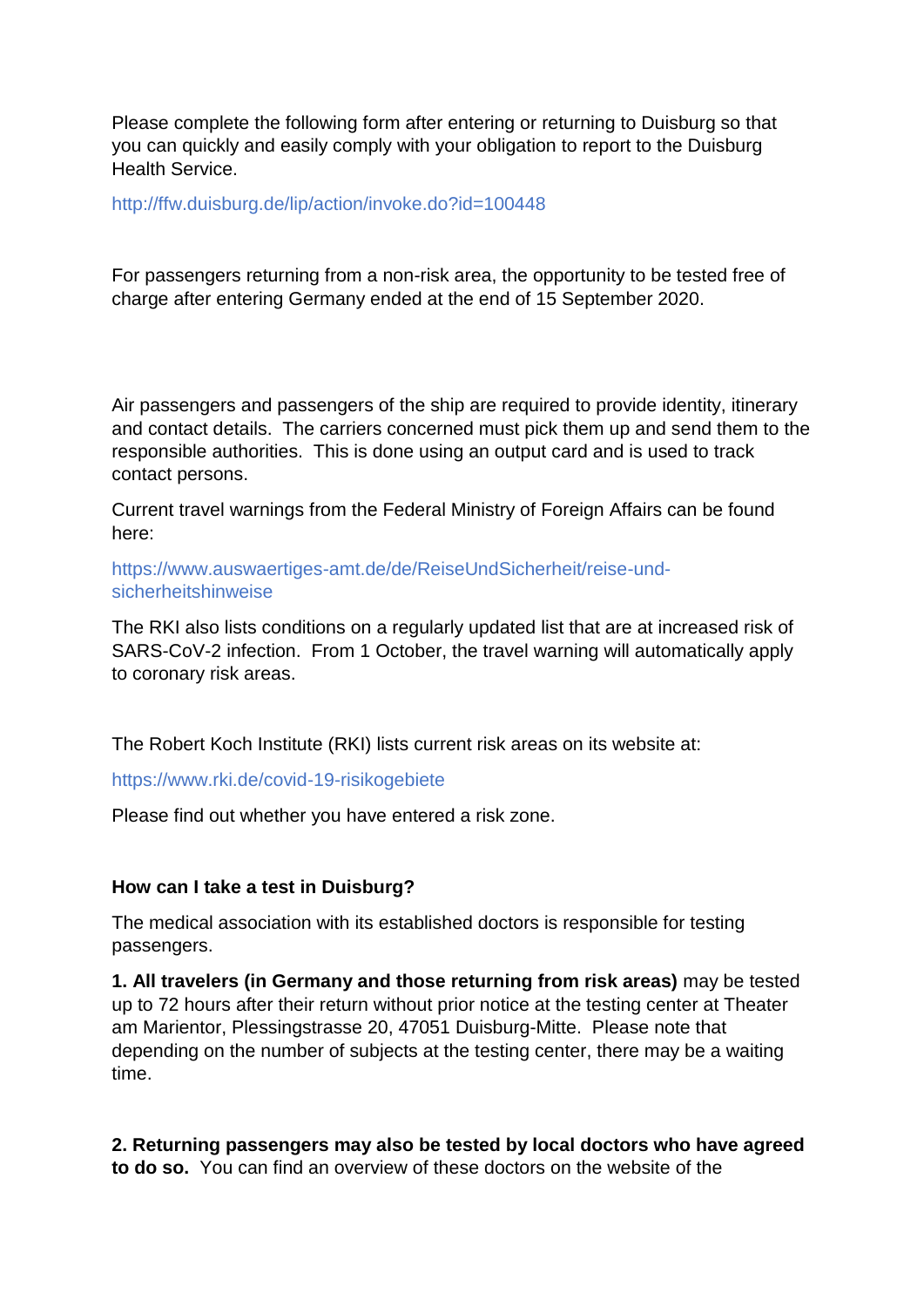Please complete the following form after entering or returning to Duisburg so that you can quickly and easily comply with your obligation to report to the Duisburg Health Service.

http://ffw.duisburg.de/lip/action/invoke.do?id=100448

For passengers returning from a non-risk area, the opportunity to be tested free of charge after entering Germany ended at the end of 15 September 2020.

Air passengers and passengers of the ship are required to provide identity, itinerary and contact details. The carriers concerned must pick them up and send them to the responsible authorities. This is done using an output card and is used to track contact persons.

Current travel warnings from the Federal Ministry of Foreign Affairs can be found here:

https://www.auswaertiges-amt.de/de/ReiseUndSicherheit/reise-und-sicherheitshinweise

The RKI also lists conditions on a regularly updated list that are at increased risk of SARS-CoV-2 infection. From 1 October, the travel warning will automatically apply to coronary risk areas.

The Robert Koch Institute (RKI) lists current risk areas on its website at:

https://www.rki.de/covid-19-risikogebiete

Please find out whether you have entered a risk zone.

**How can I take a test in Duisburg?**

The medical association with its established doctors is responsible for testing passengers.

**1. All travelers (in Germany and those returning from risk areas)** may be tested up to 72 hours after their return without prior notice at the testing center at Theater am Marientor, Plessingstrasse 20, 47051 Duisburg-Mitte. Please note that depending on the number of subjects at the testing center, there may be a waiting time.

**2. Returning passengers may also be tested by local doctors who have agreed to do so.** You can find an overview of these doctors on the website of the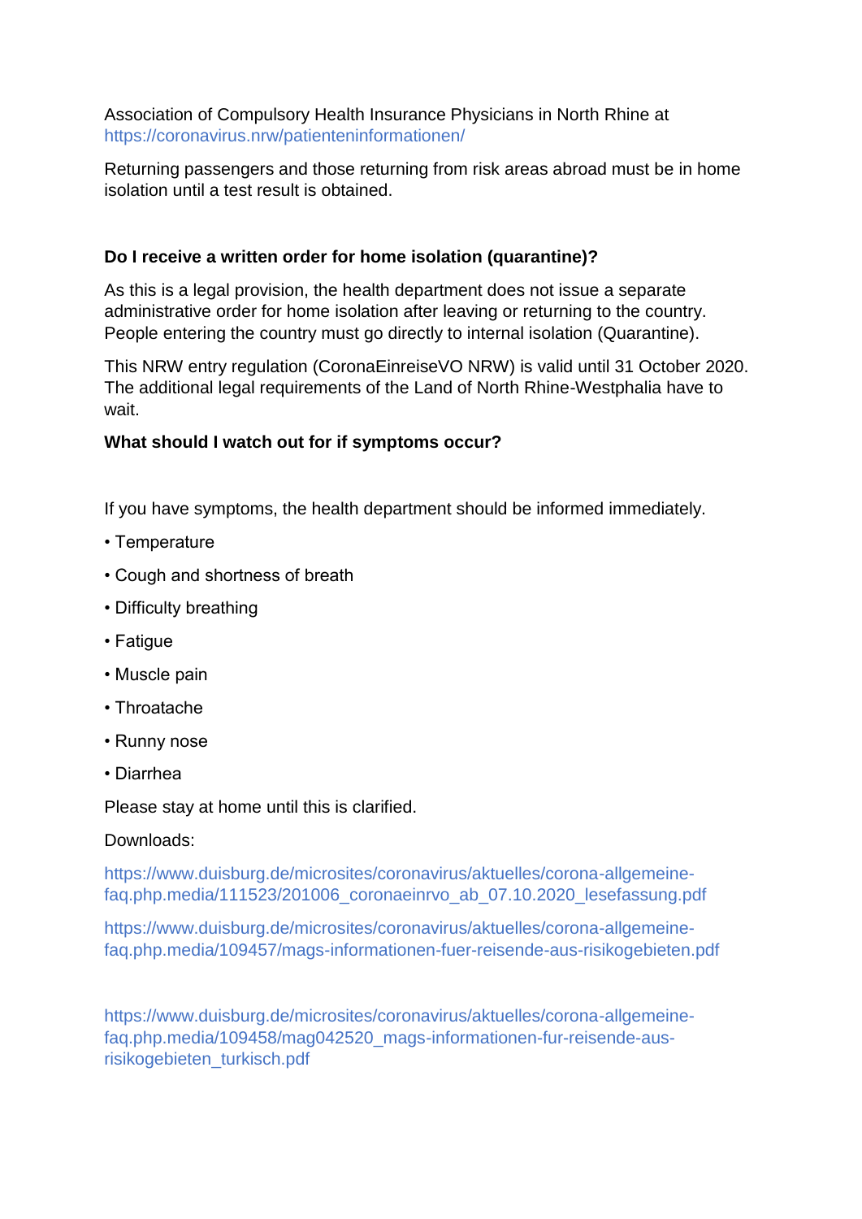Association of Compulsory Health Insurance Physicians in North Rhine at https://coronavirus.nrw/patienteninformationen/

Returning passengers and those returning from risk areas abroad must be in home isolation until a test result is obtained.

**Do I receive a written order for home isolation (quarantine)?**

As this is a legal provision, the health department does not issue a separate administrative order for home isolation after leaving or returning to the country. People entering the country must go directly to internal isolation (Quarantine).

This NRW entry regulation (CoronaEinreiseVO NRW) is valid until 31 October 2020. The additional legal requirements of the Land of North Rhine-Westphalia have to wait.

**What should I watch out for if symptoms occur?**

If you have symptoms, the health department should be informed immediately.

- Temperature
- Cough and shortness of breath
- Difficulty breathing
- Fatigue
- Muscle pain
- Throatache
- Runny nose
- Diarrhea

Please stay at home until this is clarified.

Downloads:

https://www.duisburg.de/microsites/coronavirus/aktuelles/corona-allgemeine-faq.php.media/111523/201006_coronaeinrvo_ab_07.10.2020_lesefassung.pdf

https://www.duisburg.de/microsites/coronavirus/aktuelles/corona-allgemeine-faq.php.media/109457/mags-informationen-fuer-reisende-aus-risikogebieten.pdf

https://www.duisburg.de/microsites/coronavirus/aktuelles/corona-allgemeine-faq.php.media/109458/mag042520_mags-informationen-fur-reisende-aus-risikogebieten_turkisch.pdf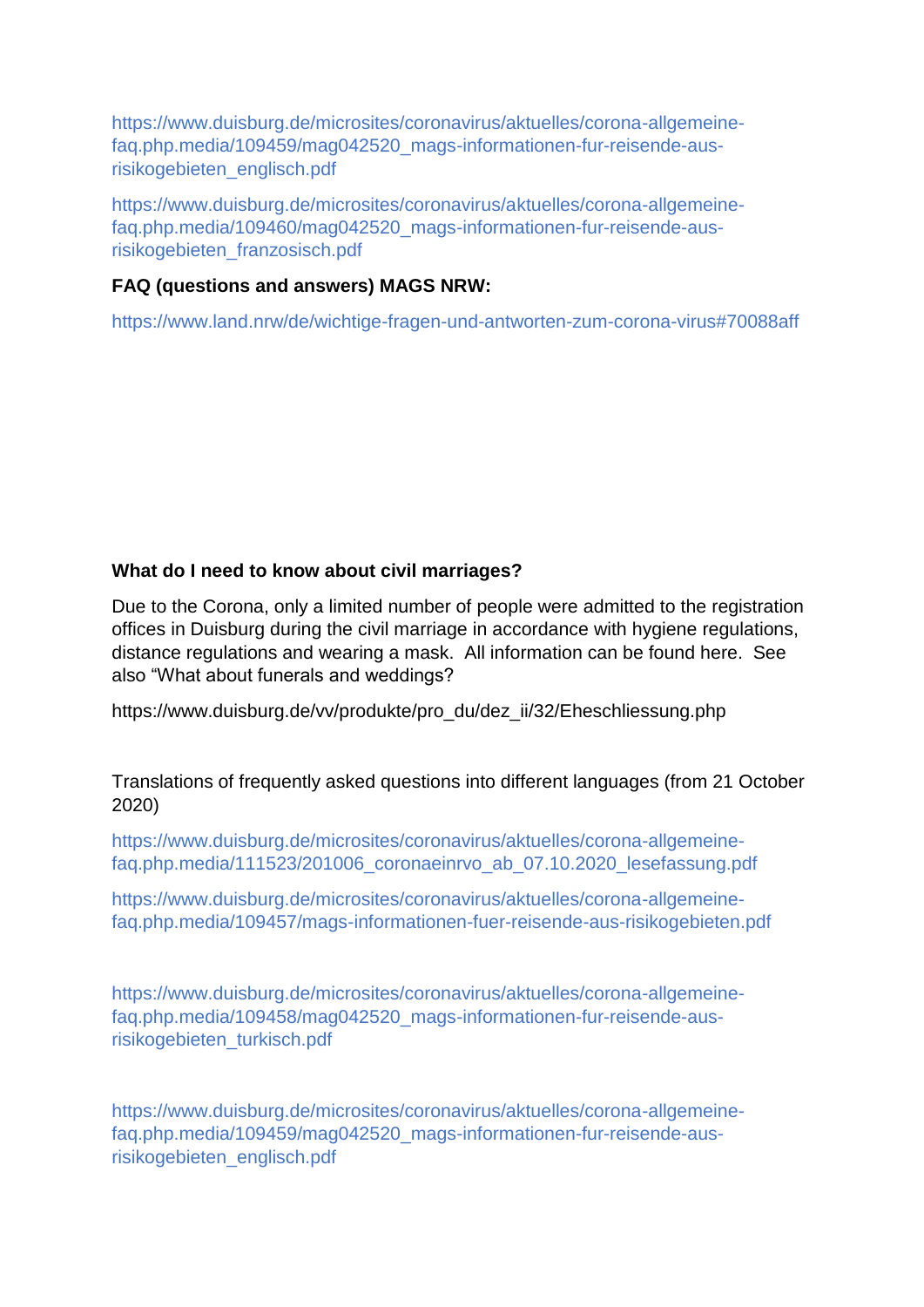https://www.duisburg.de/microsites/coronavirus/aktuelles/corona-allgemeine-faq.php.media/109459/mag042520_mags-informationen-fur-reisende-aus-risikogebieten_englisch.pdf

https://www.duisburg.de/microsites/coronavirus/aktuelles/corona-allgemeine-faq.php.media/109460/mag042520_mags-informationen-fur-reisende-aus-risikogebieten_franzosisch.pdf

**FAQ (questions and answers) MAGS NRW:**

https://www.land.nrw/de/wichtige-fragen-und-antworten-zum-corona-virus#70088aff

**What do I need to know about civil marriages?**

Due to the Corona, only a limited number of people were admitted to the registration offices in Duisburg during the civil marriage in accordance with hygiene regulations, distance regulations and wearing a mask. All information can be found here. See also "What about funerals and weddings?

https://www.duisburg.de/vv/produkte/pro_du/dez_ii/32/Eheschliessung.php

Translations of frequently asked questions into different languages (from 21 October 2020)

https://www.duisburg.de/microsites/coronavirus/aktuelles/corona-allgemeine-faq.php.media/111523/201006_coronaeinrvo_ab_07.10.2020_lesefassung.pdf

https://www.duisburg.de/microsites/coronavirus/aktuelles/corona-allgemeine-faq.php.media/109457/mags-informationen-fuer-reisende-aus-risikogebieten.pdf

https://www.duisburg.de/microsites/coronavirus/aktuelles/corona-allgemeine-faq.php.media/109458/mag042520_mags-informationen-fur-reisende-aus-risikogebieten_turkisch.pdf

https://www.duisburg.de/microsites/coronavirus/aktuelles/corona-allgemeine-faq.php.media/109459/mag042520_mags-informationen-fur-reisende-aus-risikogebieten_englisch.pdf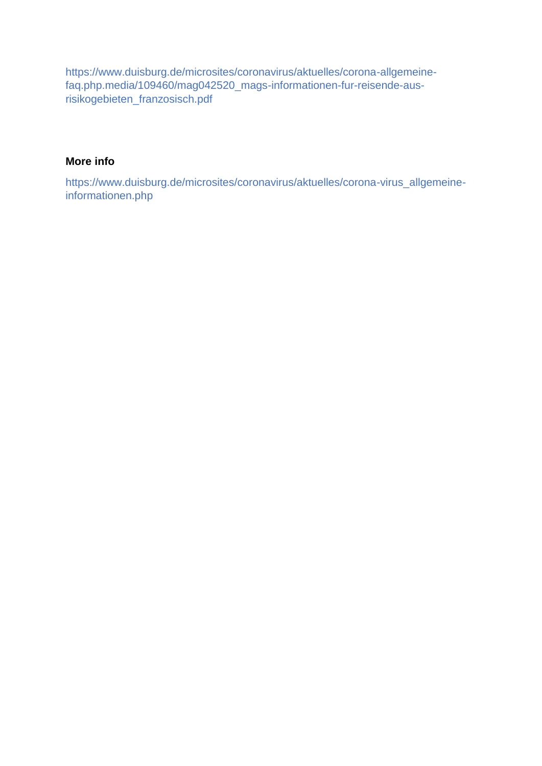https://www.duisburg.de/microsites/coronavirus/aktuelles/corona-allgemeine-faq.php.media/109460/mag042520_mags-informationen-fur-reisende-aus-risikogebieten_franzosisch.pdf

**More info**

https://www.duisburg.de/microsites/coronavirus/aktuelles/corona-virus_allgemeine-informationen.php